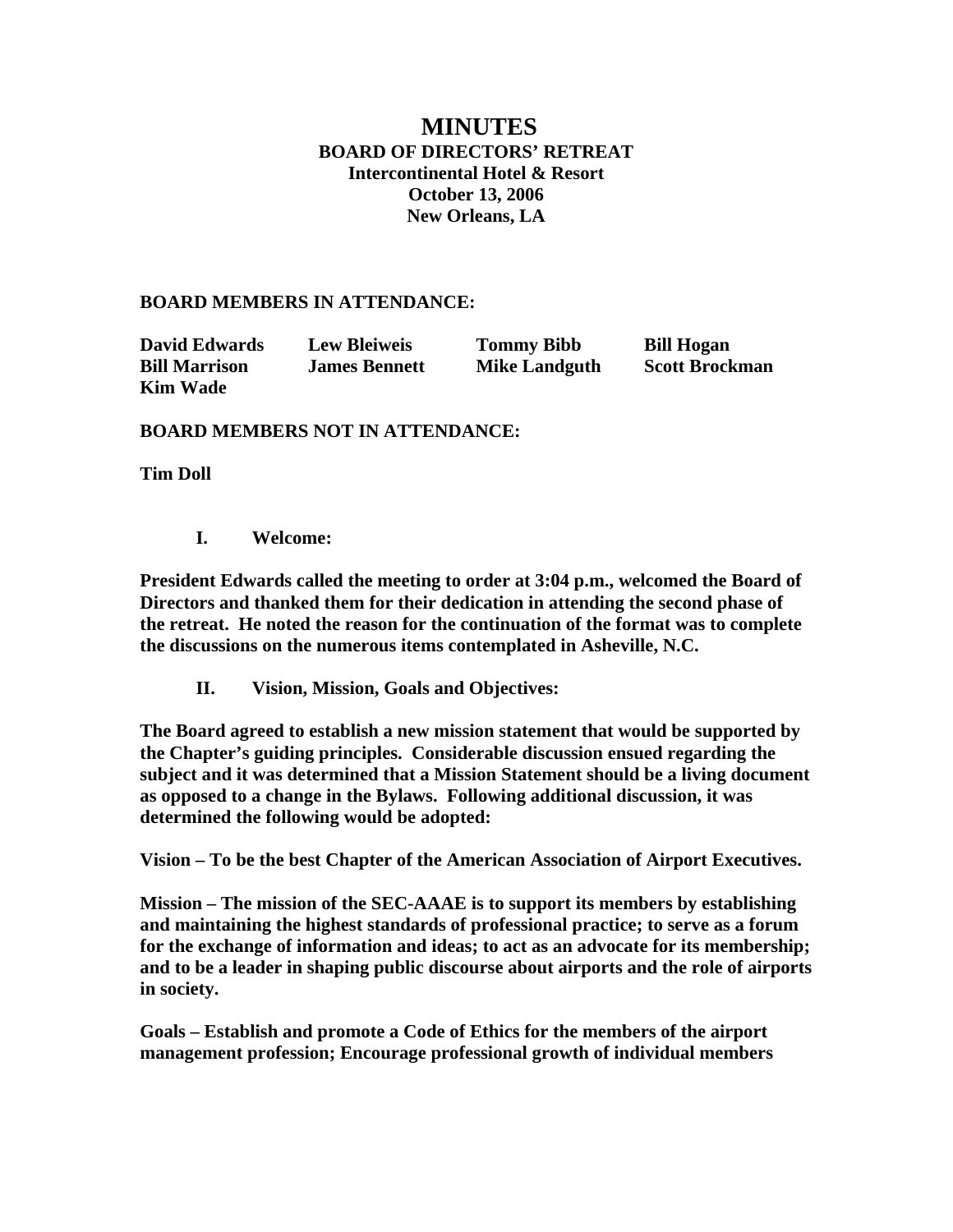# MINUTES

## BOARD OF DIRECTORS' RETREAT

**Intercontinental Hotel & Resort**
**October 13, 2006**
**New Orleans, LA**

**BOARD MEMBERS IN ATTENDANCE:**

| | | | |
|---|---|---|---|
| **David Edwards** | **Lew Bleiweis** | **Tommy Bibb** | **Bill Hogan** |
| **Bill Marrison** | **James Bennett** | **Mike Landguth** | **Scott Brockman** |
| **Kim Wade** | | | |

**BOARD MEMBERS NOT IN ATTENDANCE:**

**Tim Doll**

### I. Welcome:

**President Edwards called the meeting to order at 3:04 p.m., welcomed the Board of Directors and thanked them for their dedication in attending the second phase of the retreat. He noted the reason for the continuation of the format was to complete the discussions on the numerous items contemplated in Asheville, N.C.**

### II. Vision, Mission, Goals and Objectives:

**The Board agreed to establish a new mission statement that would be supported by the Chapter's guiding principles. Considerable discussion ensued regarding the subject and it was determined that a Mission Statement should be a living document as opposed to a change in the Bylaws. Following additional discussion, it was determined the following would be adopted:**

**Vision – To be the best Chapter of the American Association of Airport Executives.**

**Mission – The mission of the SEC-AAAE is to support its members by establishing and maintaining the highest standards of professional practice; to serve as a forum for the exchange of information and ideas; to act as an advocate for its membership; and to be a leader in shaping public discourse about airports and the role of airports in society.**

**Goals – Establish and promote a Code of Ethics for the members of the airport management profession; Encourage professional growth of individual members**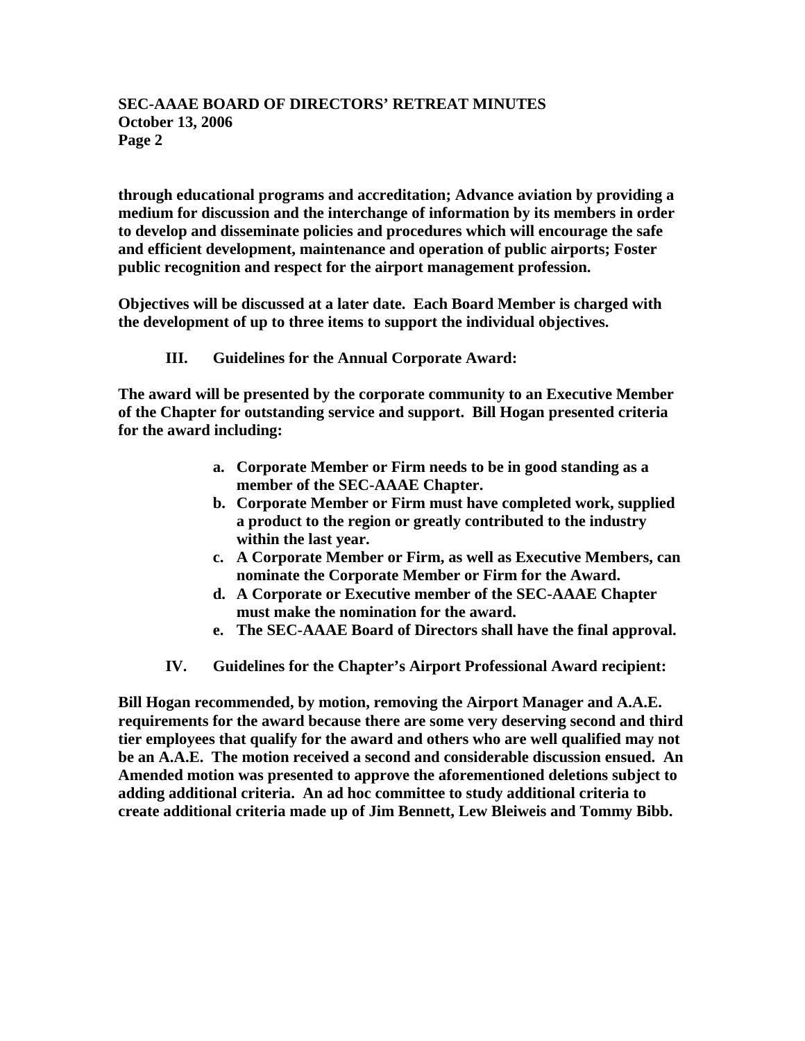**through educational programs and accreditation; Advance aviation by providing a medium for discussion and the interchange of information by its members in order to develop and disseminate policies and procedures which will encourage the safe and efficient development, maintenance and operation of public airports; Foster public recognition and respect for the airport management profession.**

**Objectives will be discussed at a later date. Each Board Member is charged with the development of up to three items to support the individual objectives.**

## III. Guidelines for the Annual Corporate Award:

**The award will be presented by the corporate community to an Executive Member of the Chapter for outstanding service and support. Bill Hogan presented criteria for the award including:**

- **a. Corporate Member or Firm needs to be in good standing as a member of the SEC-AAAE Chapter.**
- **b. Corporate Member or Firm must have completed work, supplied a product to the region or greatly contributed to the industry within the last year.**
- **c. A Corporate Member or Firm, as well as Executive Members, can nominate the Corporate Member or Firm for the Award.**
- **d. A Corporate or Executive member of the SEC-AAAE Chapter must make the nomination for the award.**
- **e. The SEC-AAAE Board of Directors shall have the final approval.**

## IV. Guidelines for the Chapter's Airport Professional Award recipient:

**Bill Hogan recommended, by motion, removing the Airport Manager and A.A.E. requirements for the award because there are some very deserving second and third tier employees that qualify for the award and others who are well qualified may not be an A.A.E. The motion received a second and considerable discussion ensued. An Amended motion was presented to approve the aforementioned deletions subject to adding additional criteria. An ad hoc committee to study additional criteria to create additional criteria made up of Jim Bennett, Lew Bleiweis and Tommy Bibb.**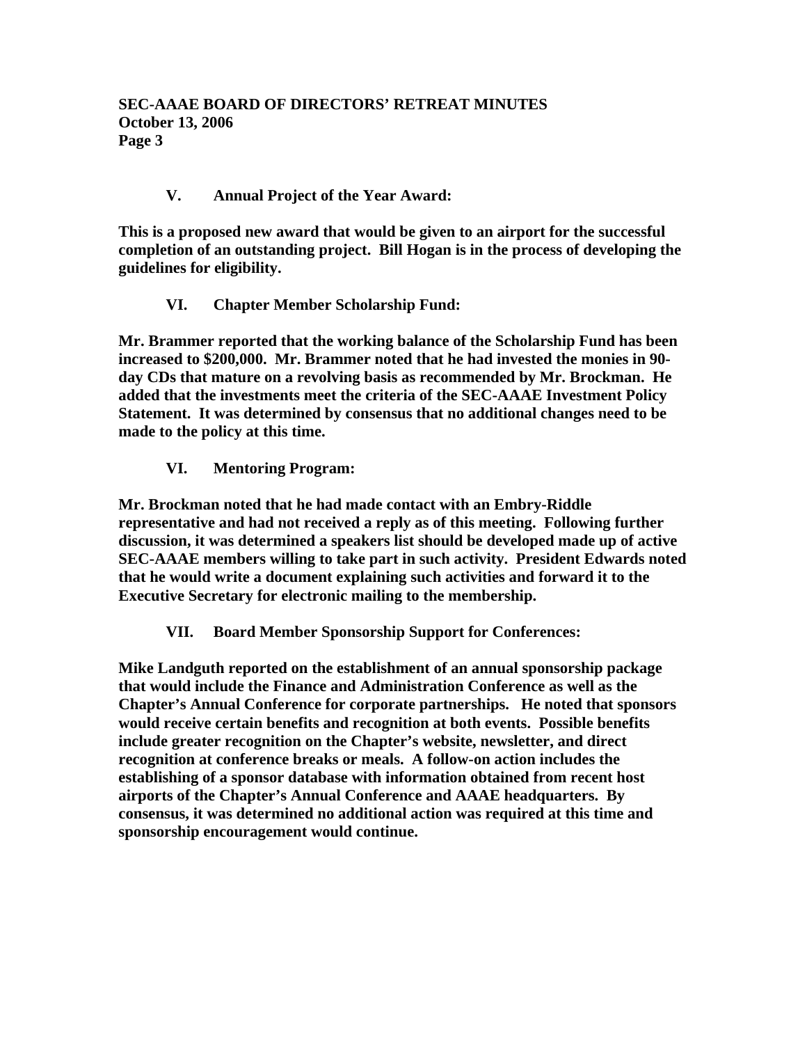## V. Annual Project of the Year Award:

**This is a proposed new award that would be given to an airport for the successful completion of an outstanding project. Bill Hogan is in the process of developing the guidelines for eligibility.**

## VI. Chapter Member Scholarship Fund:

**Mr. Brammer reported that the working balance of the Scholarship Fund has been increased to $200,000. Mr. Brammer noted that he had invested the monies in 90-day CDs that mature on a revolving basis as recommended by Mr. Brockman. He added that the investments meet the criteria of the SEC-AAAE Investment Policy Statement. It was determined by consensus that no additional changes need to be made to the policy at this time.**

## VI. Mentoring Program:

**Mr. Brockman noted that he had made contact with an Embry-Riddle representative and had not received a reply as of this meeting. Following further discussion, it was determined a speakers list should be developed made up of active SEC-AAAE members willing to take part in such activity. President Edwards noted that he would write a document explaining such activities and forward it to the Executive Secretary for electronic mailing to the membership.**

## VII. Board Member Sponsorship Support for Conferences:

**Mike Landguth reported on the establishment of an annual sponsorship package that would include the Finance and Administration Conference as well as the Chapter's Annual Conference for corporate partnerships. He noted that sponsors would receive certain benefits and recognition at both events. Possible benefits include greater recognition on the Chapter's website, newsletter, and direct recognition at conference breaks or meals. A follow-on action includes the establishing of a sponsor database with information obtained from recent host airports of the Chapter's Annual Conference and AAAE headquarters. By consensus, it was determined no additional action was required at this time and sponsorship encouragement would continue.**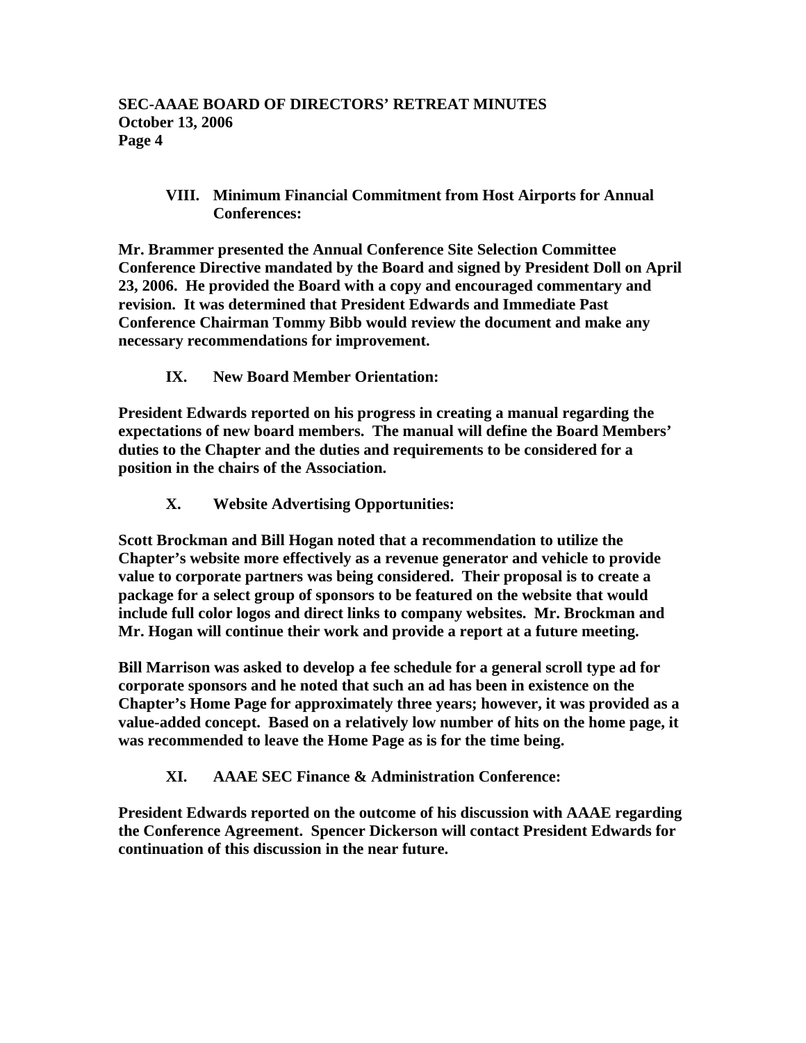## VIII. Minimum Financial Commitment from Host Airports for Annual Conferences:

**Mr. Brammer presented the Annual Conference Site Selection Committee Conference Directive mandated by the Board and signed by President Doll on April 23, 2006. He provided the Board with a copy and encouraged commentary and revision. It was determined that President Edwards and Immediate Past Conference Chairman Tommy Bibb would review the document and make any necessary recommendations for improvement.**

## IX. New Board Member Orientation:

**President Edwards reported on his progress in creating a manual regarding the expectations of new board members. The manual will define the Board Members' duties to the Chapter and the duties and requirements to be considered for a position in the chairs of the Association.**

## X. Website Advertising Opportunities:

**Scott Brockman and Bill Hogan noted that a recommendation to utilize the Chapter's website more effectively as a revenue generator and vehicle to provide value to corporate partners was being considered. Their proposal is to create a package for a select group of sponsors to be featured on the website that would include full color logos and direct links to company websites. Mr. Brockman and Mr. Hogan will continue their work and provide a report at a future meeting.**

**Bill Marrison was asked to develop a fee schedule for a general scroll type ad for corporate sponsors and he noted that such an ad has been in existence on the Chapter's Home Page for approximately three years; however, it was provided as a value-added concept. Based on a relatively low number of hits on the home page, it was recommended to leave the Home Page as is for the time being.**

## XI. AAAE SEC Finance & Administration Conference:

**President Edwards reported on the outcome of his discussion with AAAE regarding the Conference Agreement. Spencer Dickerson will contact President Edwards for continuation of this discussion in the near future.**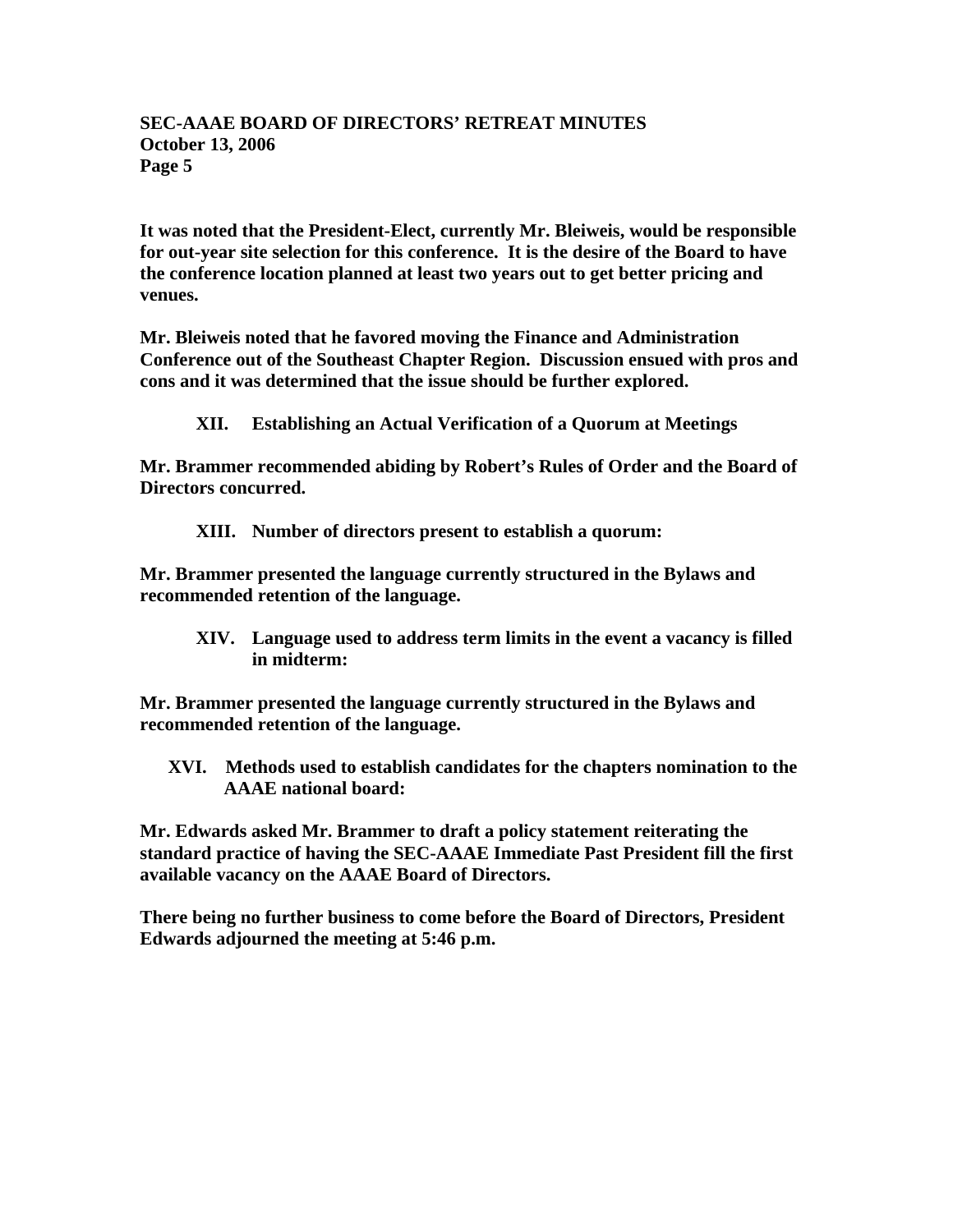**It was noted that the President-Elect, currently Mr. Bleiweis, would be responsible for out-year site selection for this conference. It is the desire of the Board to have the conference location planned at least two years out to get better pricing and venues.**

**Mr. Bleiweis noted that he favored moving the Finance and Administration Conference out of the Southeast Chapter Region. Discussion ensued with pros and cons and it was determined that the issue should be further explored.**

### XII. Establishing an Actual Verification of a Quorum at Meetings

**Mr. Brammer recommended abiding by Robert's Rules of Order and the Board of Directors concurred.**

### XIII. Number of directors present to establish a quorum:

**Mr. Brammer presented the language currently structured in the Bylaws and recommended retention of the language.**

### XIV. Language used to address term limits in the event a vacancy is filled in midterm:

**Mr. Brammer presented the language currently structured in the Bylaws and recommended retention of the language.**

### XVI. Methods used to establish candidates for the chapters nomination to the AAAE national board:

**Mr. Edwards asked Mr. Brammer to draft a policy statement reiterating the standard practice of having the SEC-AAAE Immediate Past President fill the first available vacancy on the AAAE Board of Directors.**

**There being no further business to come before the Board of Directors, President Edwards adjourned the meeting at 5:46 p.m.**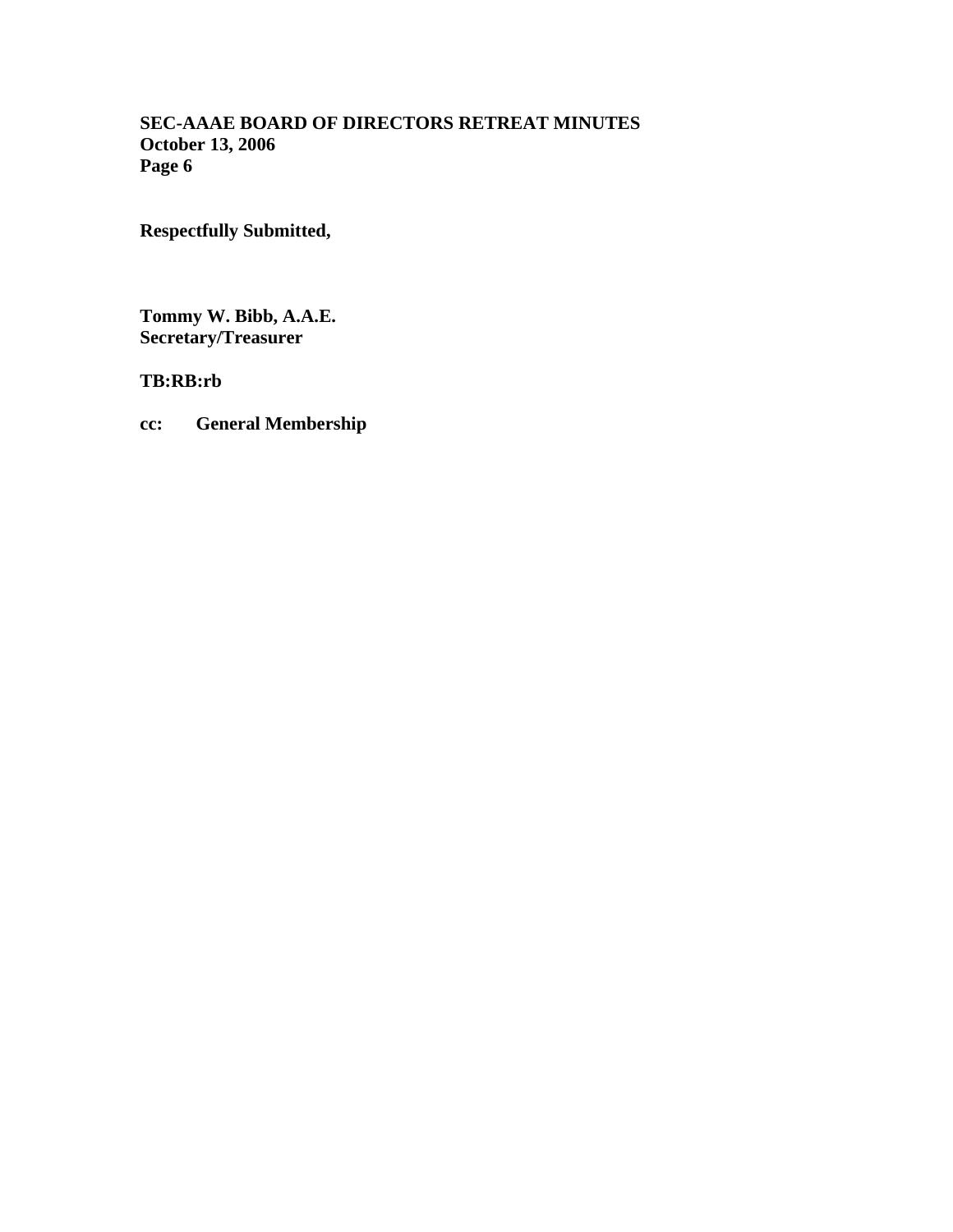**Respectfully Submitted,**

**Tommy W. Bibb, A.A.E.**
**Secretary/Treasurer**

**TB:RB:rb**

**cc: General Membership**